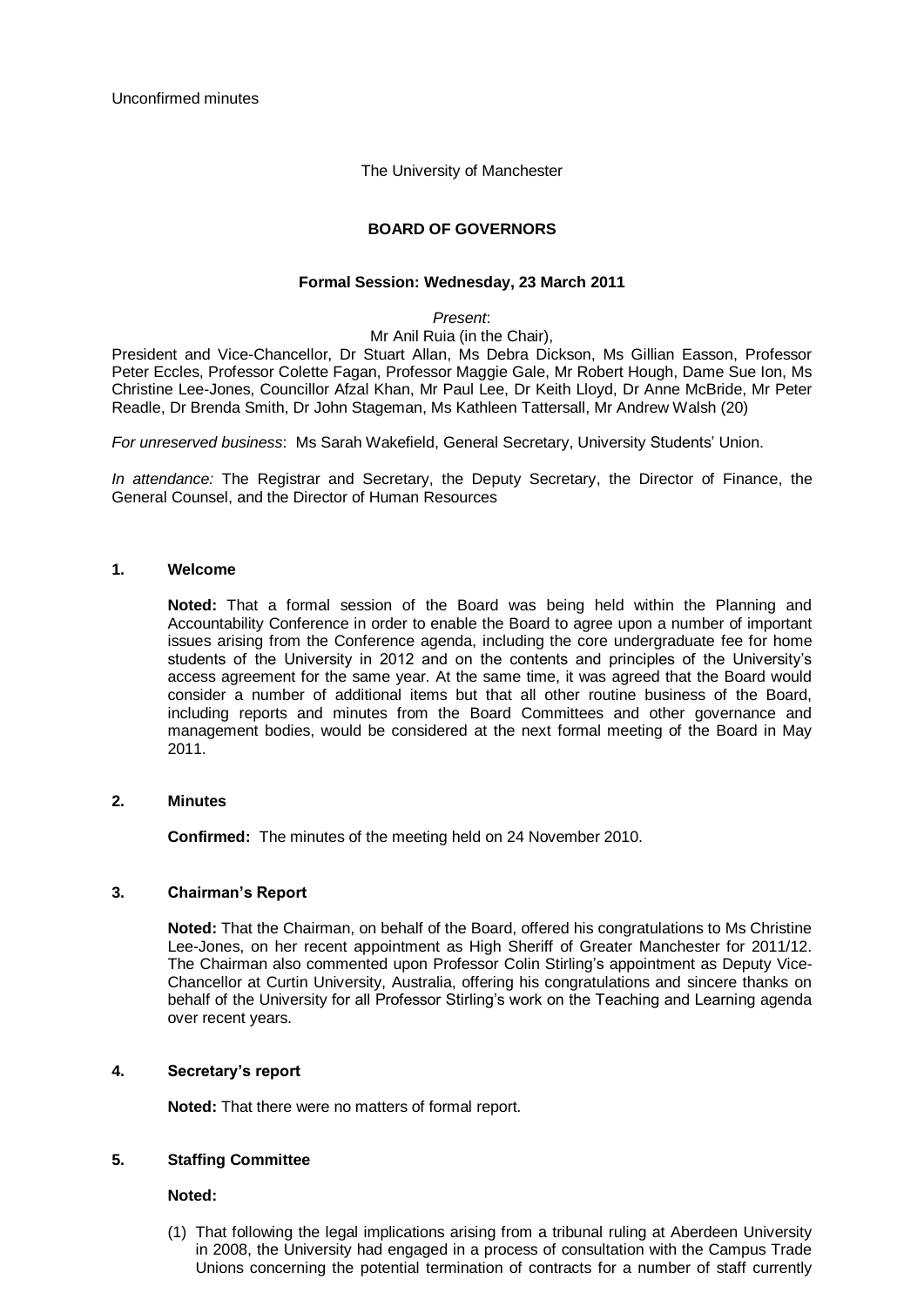Unconfirmed minutes

The University of Manchester

# BOARD OF GOVERNORS

## Formal Session: Wednesday, 23 March 2011

*Present*:

Mr Anil Ruia (in the Chair),

President and Vice-Chancellor, Dr Stuart Allan, Ms Debra Dickson, Ms Gillian Easson, Professor Peter Eccles, Professor Colette Fagan, Professor Maggie Gale, Mr Robert Hough, Dame Sue Ion, Ms Christine Lee-Jones, Councillor Afzal Khan, Mr Paul Lee, Dr Keith Lloyd, Dr Anne McBride, Mr Peter Readle, Dr Brenda Smith, Dr John Stageman, Ms Kathleen Tattersall, Mr Andrew Walsh (20)

*For unreserved business*: Ms Sarah Wakefield, General Secretary, University Students' Union.

*In attendance:* The Registrar and Secretary, the Deputy Secretary, the Director of Finance, the General Counsel, and the Director of Human Resources

### 1. Welcome

**Noted:** That a formal session of the Board was being held within the Planning and Accountability Conference in order to enable the Board to agree upon a number of important issues arising from the Conference agenda, including the core undergraduate fee for home students of the University in 2012 and on the contents and principles of the University's access agreement for the same year. At the same time, it was agreed that the Board would consider a number of additional items but that all other routine business of the Board, including reports and minutes from the Board Committees and other governance and management bodies, would be considered at the next formal meeting of the Board in May 2011.

### 2. Minutes

**Confirmed:** The minutes of the meeting held on 24 November 2010.

### 3. Chairman's Report

**Noted:** That the Chairman, on behalf of the Board, offered his congratulations to Ms Christine Lee-Jones, on her recent appointment as High Sheriff of Greater Manchester for 2011/12. The Chairman also commented upon Professor Colin Stirling's appointment as Deputy Vice-Chancellor at Curtin University, Australia, offering his congratulations and sincere thanks on behalf of the University for all Professor Stirling's work on the Teaching and Learning agenda over recent years.

### 4. Secretary's report

**Noted:** That there were no matters of formal report.

### 5. Staffing Committee

**Noted:**

(1) That following the legal implications arising from a tribunal ruling at Aberdeen University in 2008, the University had engaged in a process of consultation with the Campus Trade Unions concerning the potential termination of contracts for a number of staff currently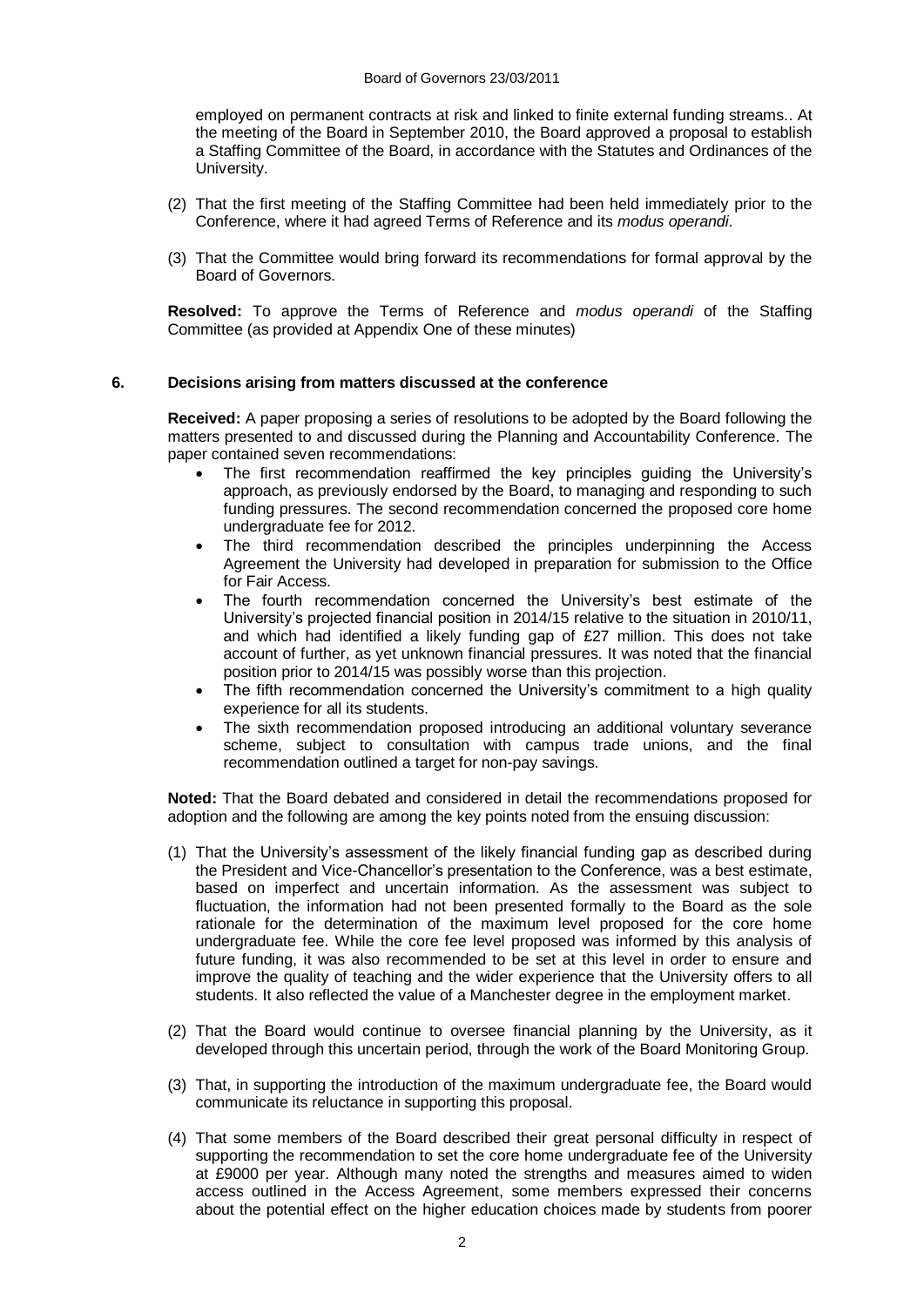employed on permanent contracts at risk and linked to finite external funding streams.. At the meeting of the Board in September 2010, the Board approved a proposal to establish a Staffing Committee of the Board, in accordance with the Statutes and Ordinances of the University.

(2) That the first meeting of the Staffing Committee had been held immediately prior to the Conference, where it had agreed Terms of Reference and its *modus operandi*.

(3) That the Committee would bring forward its recommendations for formal approval by the Board of Governors.

**Resolved:** To approve the Terms of Reference and *modus operandi* of the Staffing Committee (as provided at Appendix One of these minutes)

## 6. Decisions arising from matters discussed at the conference

**Received:** A paper proposing a series of resolutions to be adopted by the Board following the matters presented to and discussed during the Planning and Accountability Conference. The paper contained seven recommendations:

- The first recommendation reaffirmed the key principles guiding the University's approach, as previously endorsed by the Board, to managing and responding to such funding pressures. The second recommendation concerned the proposed core home undergraduate fee for 2012.
- The third recommendation described the principles underpinning the Access Agreement the University had developed in preparation for submission to the Office for Fair Access.
- The fourth recommendation concerned the University's best estimate of the University's projected financial position in 2014/15 relative to the situation in 2010/11, and which had identified a likely funding gap of £27 million. This does not take account of further, as yet unknown financial pressures. It was noted that the financial position prior to 2014/15 was possibly worse than this projection.
- The fifth recommendation concerned the University's commitment to a high quality experience for all its students.
- The sixth recommendation proposed introducing an additional voluntary severance scheme, subject to consultation with campus trade unions, and the final recommendation outlined a target for non-pay savings.

**Noted:** That the Board debated and considered in detail the recommendations proposed for adoption and the following are among the key points noted from the ensuing discussion:

(1) That the University's assessment of the likely financial funding gap as described during the President and Vice-Chancellor's presentation to the Conference, was a best estimate, based on imperfect and uncertain information. As the assessment was subject to fluctuation, the information had not been presented formally to the Board as the sole rationale for the determination of the maximum level proposed for the core home undergraduate fee. While the core fee level proposed was informed by this analysis of future funding, it was also recommended to be set at this level in order to ensure and improve the quality of teaching and the wider experience that the University offers to all students. It also reflected the value of a Manchester degree in the employment market.

(2) That the Board would continue to oversee financial planning by the University, as it developed through this uncertain period, through the work of the Board Monitoring Group.

(3) That, in supporting the introduction of the maximum undergraduate fee, the Board would communicate its reluctance in supporting this proposal.

(4) That some members of the Board described their great personal difficulty in respect of supporting the recommendation to set the core home undergraduate fee of the University at £9000 per year. Although many noted the strengths and measures aimed to widen access outlined in the Access Agreement, some members expressed their concerns about the potential effect on the higher education choices made by students from poorer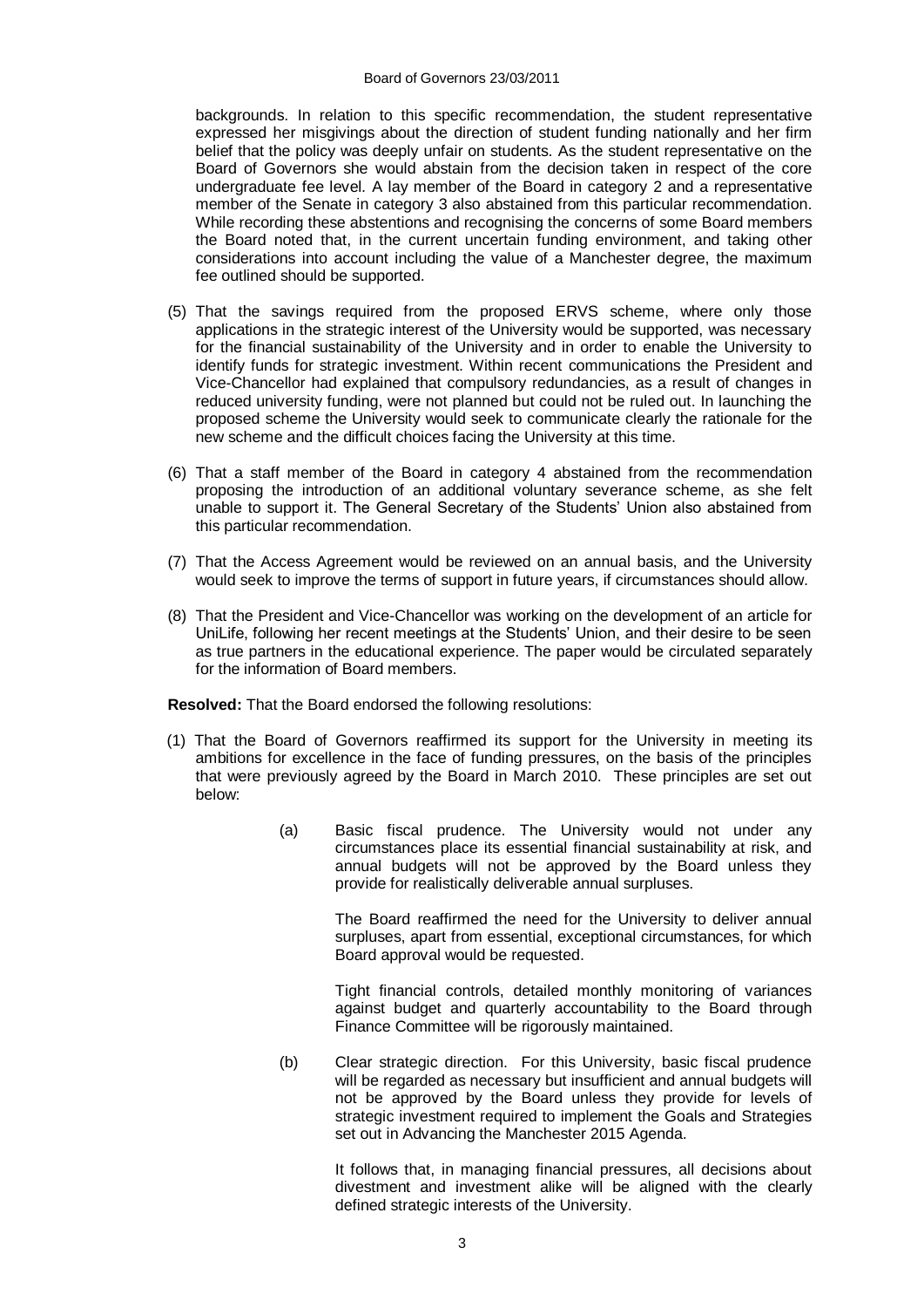backgrounds. In relation to this specific recommendation, the student representative expressed her misgivings about the direction of student funding nationally and her firm belief that the policy was deeply unfair on students. As the student representative on the Board of Governors she would abstain from the decision taken in respect of the core undergraduate fee level. A lay member of the Board in category 2 and a representative member of the Senate in category 3 also abstained from this particular recommendation. While recording these abstentions and recognising the concerns of some Board members the Board noted that, in the current uncertain funding environment, and taking other considerations into account including the value of a Manchester degree, the maximum fee outlined should be supported.

(5) That the savings required from the proposed ERVS scheme, where only those applications in the strategic interest of the University would be supported, was necessary for the financial sustainability of the University and in order to enable the University to identify funds for strategic investment. Within recent communications the President and Vice-Chancellor had explained that compulsory redundancies, as a result of changes in reduced university funding, were not planned but could not be ruled out. In launching the proposed scheme the University would seek to communicate clearly the rationale for the new scheme and the difficult choices facing the University at this time.

(6) That a staff member of the Board in category 4 abstained from the recommendation proposing the introduction of an additional voluntary severance scheme, as she felt unable to support it. The General Secretary of the Students' Union also abstained from this particular recommendation.

(7) That the Access Agreement would be reviewed on an annual basis, and the University would seek to improve the terms of support in future years, if circumstances should allow.

(8) That the President and Vice-Chancellor was working on the development of an article for UniLife, following her recent meetings at the Students' Union, and their desire to be seen as true partners in the educational experience. The paper would be circulated separately for the information of Board members.

**Resolved:** That the Board endorsed the following resolutions:

(1) That the Board of Governors reaffirmed its support for the University in meeting its ambitions for excellence in the face of funding pressures, on the basis of the principles that were previously agreed by the Board in March 2010. These principles are set out below:

(a) Basic fiscal prudence. The University would not under any circumstances place its essential financial sustainability at risk, and annual budgets will not be approved by the Board unless they provide for realistically deliverable annual surpluses.

The Board reaffirmed the need for the University to deliver annual surpluses, apart from essential, exceptional circumstances, for which Board approval would be requested.

Tight financial controls, detailed monthly monitoring of variances against budget and quarterly accountability to the Board through Finance Committee will be rigorously maintained.

(b) Clear strategic direction. For this University, basic fiscal prudence will be regarded as necessary but insufficient and annual budgets will not be approved by the Board unless they provide for levels of strategic investment required to implement the Goals and Strategies set out in Advancing the Manchester 2015 Agenda.

It follows that, in managing financial pressures, all decisions about divestment and investment alike will be aligned with the clearly defined strategic interests of the University.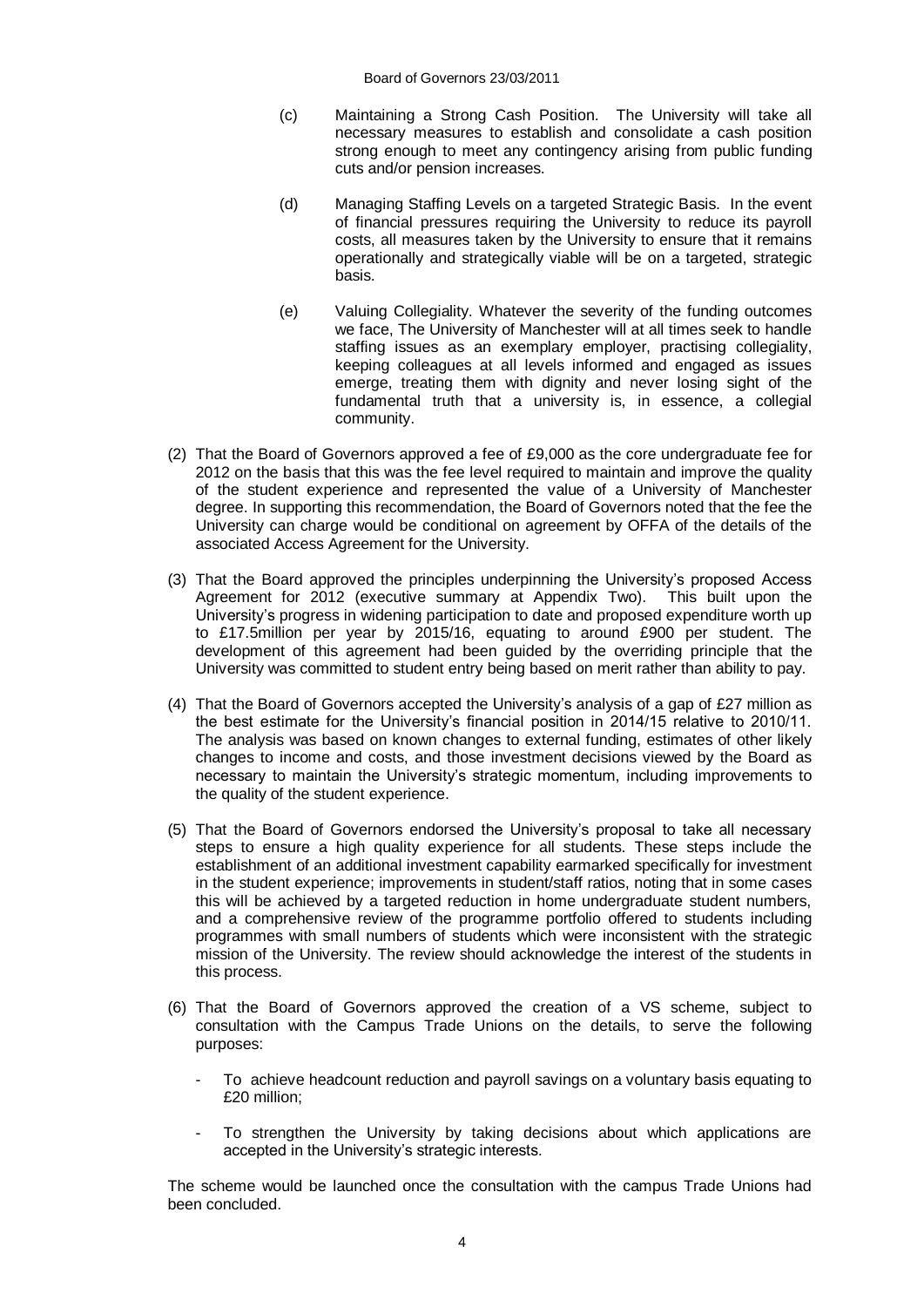(c) Maintaining a Strong Cash Position. The University will take all necessary measures to establish and consolidate a cash position strong enough to meet any contingency arising from public funding cuts and/or pension increases.

(d) Managing Staffing Levels on a targeted Strategic Basis. In the event of financial pressures requiring the University to reduce its payroll costs, all measures taken by the University to ensure that it remains operationally and strategically viable will be on a targeted, strategic basis.

(e) Valuing Collegiality. Whatever the severity of the funding outcomes we face, The University of Manchester will at all times seek to handle staffing issues as an exemplary employer, practising collegiality, keeping colleagues at all levels informed and engaged as issues emerge, treating them with dignity and never losing sight of the fundamental truth that a university is, in essence, a collegial community.

(2) That the Board of Governors approved a fee of £9,000 as the core undergraduate fee for 2012 on the basis that this was the fee level required to maintain and improve the quality of the student experience and represented the value of a University of Manchester degree. In supporting this recommendation, the Board of Governors noted that the fee the University can charge would be conditional on agreement by OFFA of the details of the associated Access Agreement for the University.

(3) That the Board approved the principles underpinning the University's proposed Access Agreement for 2012 (executive summary at Appendix Two). This built upon the University's progress in widening participation to date and proposed expenditure worth up to £17.5million per year by 2015/16, equating to around £900 per student. The development of this agreement had been guided by the overriding principle that the University was committed to student entry being based on merit rather than ability to pay.

(4) That the Board of Governors accepted the University's analysis of a gap of £27 million as the best estimate for the University's financial position in 2014/15 relative to 2010/11. The analysis was based on known changes to external funding, estimates of other likely changes to income and costs, and those investment decisions viewed by the Board as necessary to maintain the University's strategic momentum, including improvements to the quality of the student experience.

(5) That the Board of Governors endorsed the University's proposal to take all necessary steps to ensure a high quality experience for all students. These steps include the establishment of an additional investment capability earmarked specifically for investment in the student experience; improvements in student/staff ratios, noting that in some cases this will be achieved by a targeted reduction in home undergraduate student numbers, and a comprehensive review of the programme portfolio offered to students including programmes with small numbers of students which were inconsistent with the strategic mission of the University. The review should acknowledge the interest of the students in this process.

(6) That the Board of Governors approved the creation of a VS scheme, subject to consultation with the Campus Trade Unions on the details, to serve the following purposes:

- To achieve headcount reduction and payroll savings on a voluntary basis equating to £20 million;
- To strengthen the University by taking decisions about which applications are accepted in the University's strategic interests.

The scheme would be launched once the consultation with the campus Trade Unions had been concluded.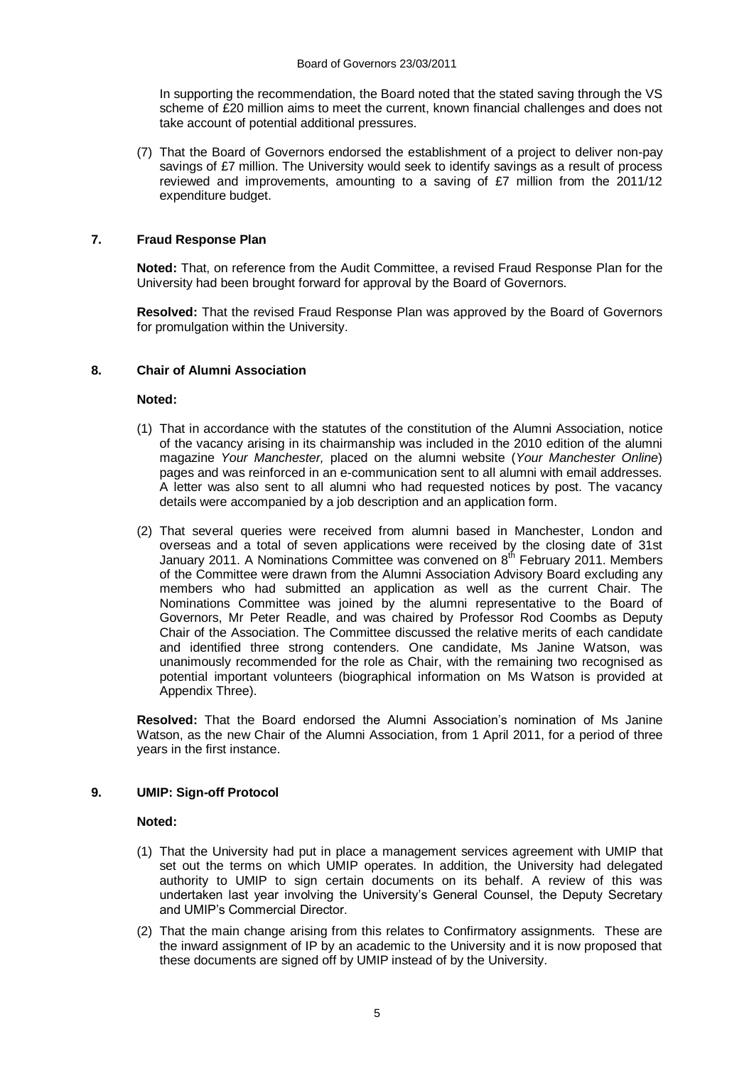In supporting the recommendation, the Board noted that the stated saving through the VS scheme of £20 million aims to meet the current, known financial challenges and does not take account of potential additional pressures.

(7) That the Board of Governors endorsed the establishment of a project to deliver non-pay savings of £7 million. The University would seek to identify savings as a result of process reviewed and improvements, amounting to a saving of £7 million from the 2011/12 expenditure budget.

## 7. Fraud Response Plan

**Noted:** That, on reference from the Audit Committee, a revised Fraud Response Plan for the University had been brought forward for approval by the Board of Governors.

**Resolved:** That the revised Fraud Response Plan was approved by the Board of Governors for promulgation within the University.

## 8. Chair of Alumni Association

**Noted:**

(1) That in accordance with the statutes of the constitution of the Alumni Association, notice of the vacancy arising in its chairmanship was included in the 2010 edition of the alumni magazine *Your Manchester,* placed on the alumni website (*Your Manchester Online*) pages and was reinforced in an e-communication sent to all alumni with email addresses. A letter was also sent to all alumni who had requested notices by post. The vacancy details were accompanied by a job description and an application form.

(2) That several queries were received from alumni based in Manchester, London and overseas and a total of seven applications were received by the closing date of 31st January 2011. A Nominations Committee was convened on 8th February 2011. Members of the Committee were drawn from the Alumni Association Advisory Board excluding any members who had submitted an application as well as the current Chair. The Nominations Committee was joined by the alumni representative to the Board of Governors, Mr Peter Readle, and was chaired by Professor Rod Coombs as Deputy Chair of the Association. The Committee discussed the relative merits of each candidate and identified three strong contenders. One candidate, Ms Janine Watson, was unanimously recommended for the role as Chair, with the remaining two recognised as potential important volunteers (biographical information on Ms Watson is provided at Appendix Three).

**Resolved:** That the Board endorsed the Alumni Association's nomination of Ms Janine Watson, as the new Chair of the Alumni Association, from 1 April 2011, for a period of three years in the first instance.

## 9. UMIP: Sign-off Protocol

**Noted:**

(1) That the University had put in place a management services agreement with UMIP that set out the terms on which UMIP operates. In addition, the University had delegated authority to UMIP to sign certain documents on its behalf. A review of this was undertaken last year involving the University's General Counsel, the Deputy Secretary and UMIP's Commercial Director.

(2) That the main change arising from this relates to Confirmatory assignments. These are the inward assignment of IP by an academic to the University and it is now proposed that these documents are signed off by UMIP instead of by the University.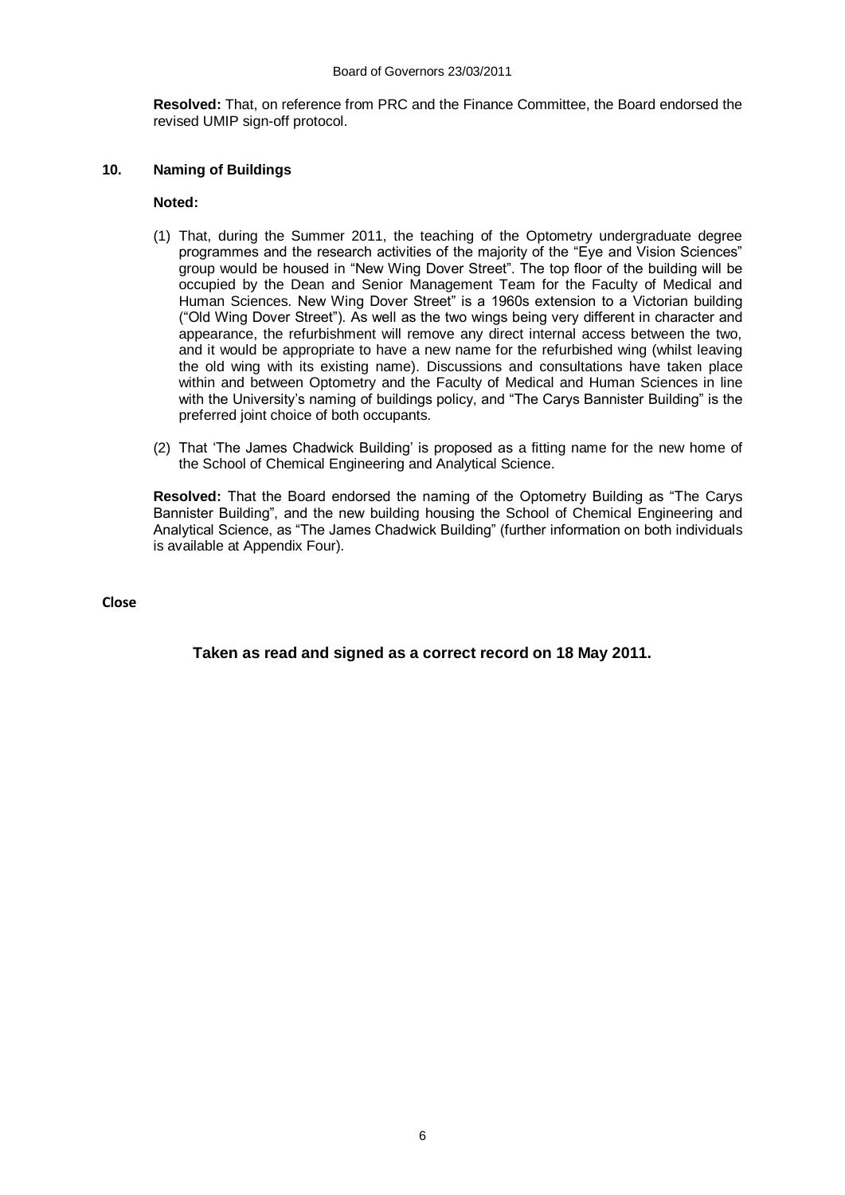**Resolved:** That, on reference from PRC and the Finance Committee, the Board endorsed the revised UMIP sign-off protocol.

## 10. Naming of Buildings

**Noted:**

(1) That, during the Summer 2011, the teaching of the Optometry undergraduate degree programmes and the research activities of the majority of the "Eye and Vision Sciences" group would be housed in "New Wing Dover Street". The top floor of the building will be occupied by the Dean and Senior Management Team for the Faculty of Medical and Human Sciences. New Wing Dover Street" is a 1960s extension to a Victorian building ("Old Wing Dover Street"). As well as the two wings being very different in character and appearance, the refurbishment will remove any direct internal access between the two, and it would be appropriate to have a new name for the refurbished wing (whilst leaving the old wing with its existing name). Discussions and consultations have taken place within and between Optometry and the Faculty of Medical and Human Sciences in line with the University's naming of buildings policy, and "The Carys Bannister Building" is the preferred joint choice of both occupants.

(2) That 'The James Chadwick Building' is proposed as a fitting name for the new home of the School of Chemical Engineering and Analytical Science.

**Resolved:** That the Board endorsed the naming of the Optometry Building as "The Carys Bannister Building", and the new building housing the School of Chemical Engineering and Analytical Science, as "The James Chadwick Building" (further information on both individuals is available at Appendix Four).

**Close**

**Taken as read and signed as a correct record on 18 May 2011.**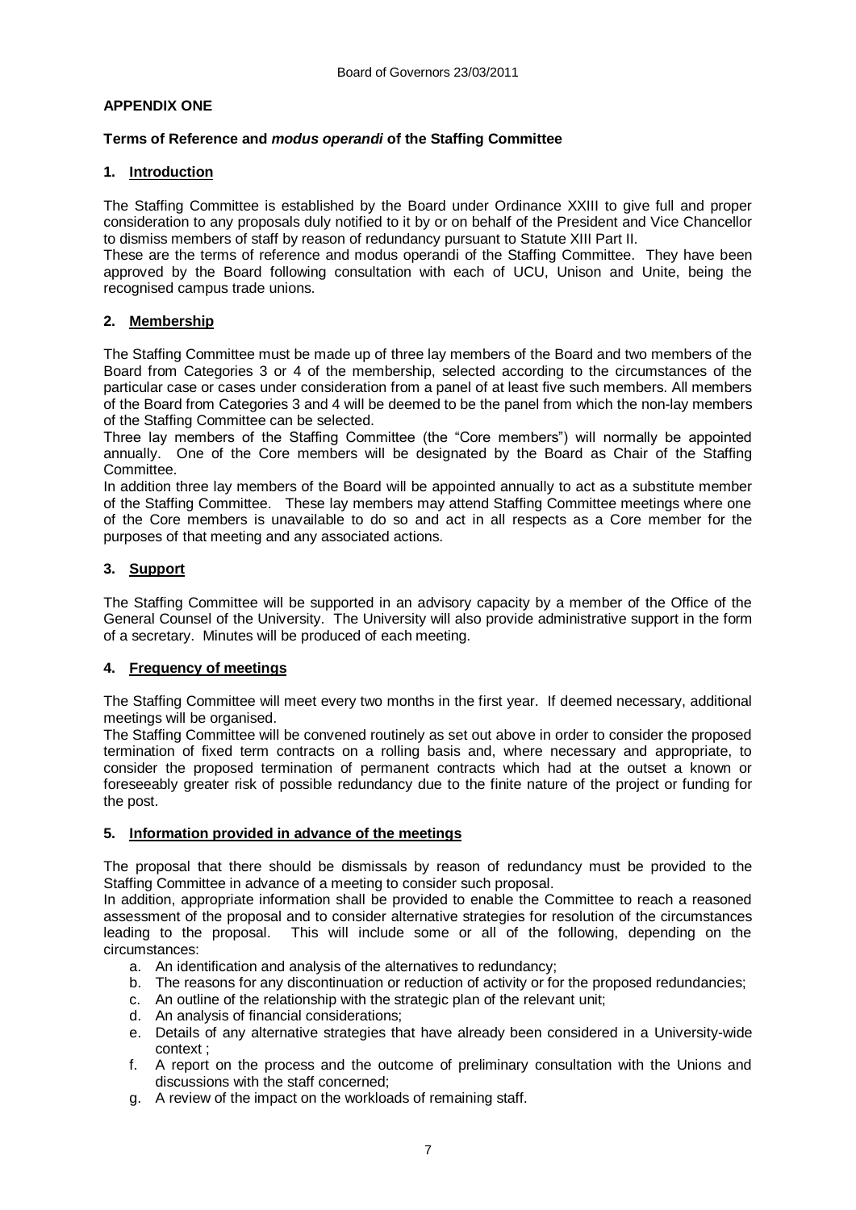**APPENDIX ONE**

**Terms of Reference and *modus operandi* of the Staffing Committee**

**1. Introduction**

The Staffing Committee is established by the Board under Ordinance XXIII to give full and proper consideration to any proposals duly notified to it by or on behalf of the President and Vice Chancellor to dismiss members of staff by reason of redundancy pursuant to Statute XIII Part II.

These are the terms of reference and modus operandi of the Staffing Committee. They have been approved by the Board following consultation with each of UCU, Unison and Unite, being the recognised campus trade unions.

**2. Membership**

The Staffing Committee must be made up of three lay members of the Board and two members of the Board from Categories 3 or 4 of the membership, selected according to the circumstances of the particular case or cases under consideration from a panel of at least five such members. All members of the Board from Categories 3 and 4 will be deemed to be the panel from which the non-lay members of the Staffing Committee can be selected.

Three lay members of the Staffing Committee (the "Core members") will normally be appointed annually. One of the Core members will be designated by the Board as Chair of the Staffing Committee.

In addition three lay members of the Board will be appointed annually to act as a substitute member of the Staffing Committee. These lay members may attend Staffing Committee meetings where one of the Core members is unavailable to do so and act in all respects as a Core member for the purposes of that meeting and any associated actions.

**3. Support**

The Staffing Committee will be supported in an advisory capacity by a member of the Office of the General Counsel of the University. The University will also provide administrative support in the form of a secretary. Minutes will be produced of each meeting.

**4. Frequency of meetings**

The Staffing Committee will meet every two months in the first year. If deemed necessary, additional meetings will be organised.

The Staffing Committee will be convened routinely as set out above in order to consider the proposed termination of fixed term contracts on a rolling basis and, where necessary and appropriate, to consider the proposed termination of permanent contracts which had at the outset a known or foreseeably greater risk of possible redundancy due to the finite nature of the project or funding for the post.

**5. Information provided in advance of the meetings**

The proposal that there should be dismissals by reason of redundancy must be provided to the Staffing Committee in advance of a meeting to consider such proposal.

In addition, appropriate information shall be provided to enable the Committee to reach a reasoned assessment of the proposal and to consider alternative strategies for resolution of the circumstances leading to the proposal. This will include some or all of the following, depending on the circumstances:

a. An identification and analysis of the alternatives to redundancy;
b. The reasons for any discontinuation or reduction of activity or for the proposed redundancies;
c. An outline of the relationship with the strategic plan of the relevant unit;
d. An analysis of financial considerations;
e. Details of any alternative strategies that have already been considered in a University-wide context ;
f. A report on the process and the outcome of preliminary consultation with the Unions and discussions with the staff concerned;
g. A review of the impact on the workloads of remaining staff.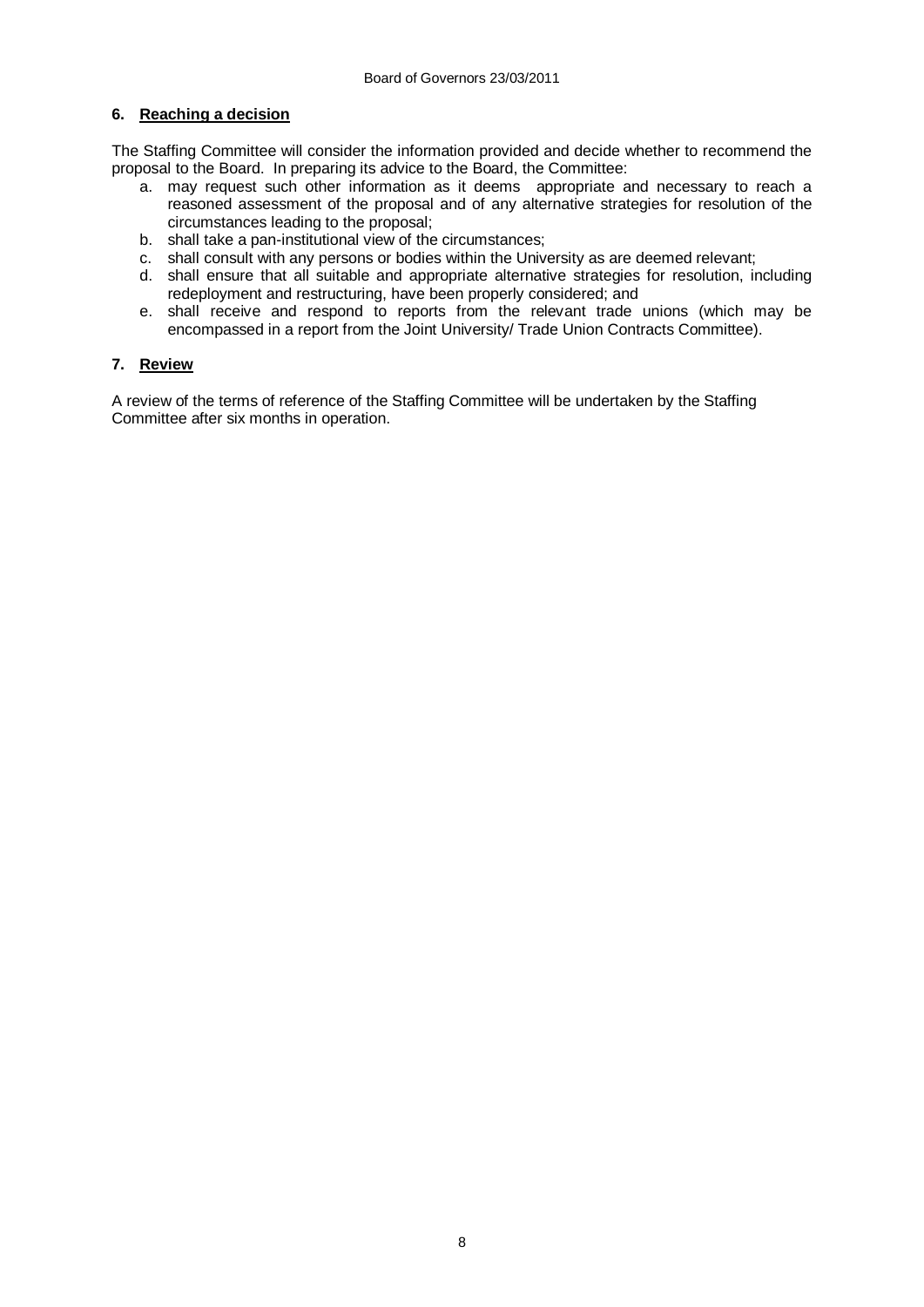## 6. Reaching a decision

The Staffing Committee will consider the information provided and decide whether to recommend the proposal to the Board. In preparing its advice to the Board, the Committee:

a. may request such other information as it deems appropriate and necessary to reach a reasoned assessment of the proposal and of any alternative strategies for resolution of the circumstances leading to the proposal;
b. shall take a pan-institutional view of the circumstances;
c. shall consult with any persons or bodies within the University as are deemed relevant;
d. shall ensure that all suitable and appropriate alternative strategies for resolution, including redeployment and restructuring, have been properly considered; and
e. shall receive and respond to reports from the relevant trade unions (which may be encompassed in a report from the Joint University/ Trade Union Contracts Committee).

## 7. Review

A review of the terms of reference of the Staffing Committee will be undertaken by the Staffing Committee after six months in operation.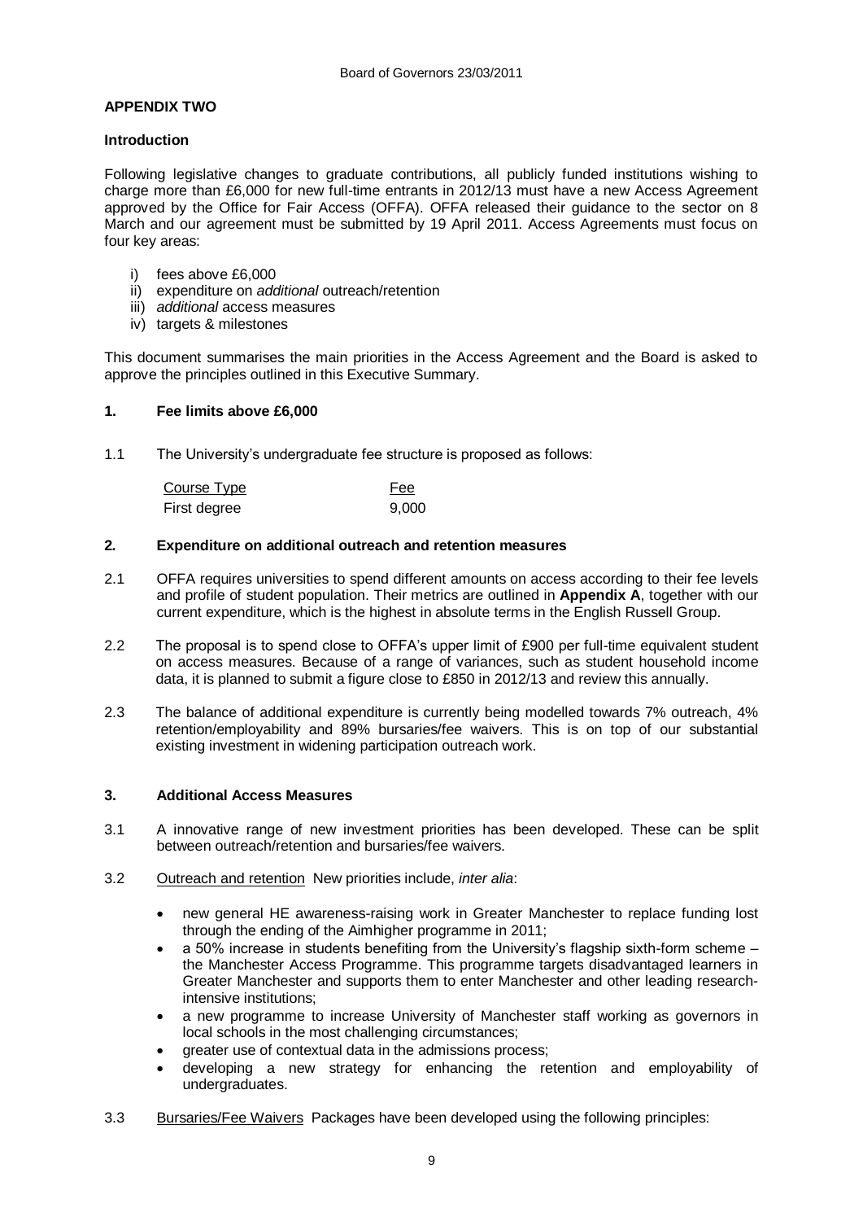## APPENDIX TWO

### Introduction

Following legislative changes to graduate contributions, all publicly funded institutions wishing to charge more than £6,000 for new full-time entrants in 2012/13 must have a new Access Agreement approved by the Office for Fair Access (OFFA). OFFA released their guidance to the sector on 8 March and our agreement must be submitted by 19 April 2011. Access Agreements must focus on four key areas:

i) fees above £6,000
ii) expenditure on *additional* outreach/retention
iii) *additional* access measures
iv) targets & milestones

This document summarises the main priorities in the Access Agreement and the Board is asked to approve the principles outlined in this Executive Summary.

### 1. Fee limits above £6,000

1.1 The University's undergraduate fee structure is proposed as follows:

| Course Type | Fee |
|---|---|
| First degree | 9,000 |

### 2. Expenditure on additional outreach and retention measures

2.1 OFFA requires universities to spend different amounts on access according to their fee levels and profile of student population. Their metrics are outlined in **Appendix A**, together with our current expenditure, which is the highest in absolute terms in the English Russell Group.

2.2 The proposal is to spend close to OFFA's upper limit of £900 per full-time equivalent student on access measures. Because of a range of variances, such as student household income data, it is planned to submit a figure close to £850 in 2012/13 and review this annually.

2.3 The balance of additional expenditure is currently being modelled towards 7% outreach, 4% retention/employability and 89% bursaries/fee waivers. This is on top of our substantial existing investment in widening participation outreach work.

### 3. Additional Access Measures

3.1 A innovative range of new investment priorities has been developed. These can be split between outreach/retention and bursaries/fee waivers.

3.2 Outreach and retention New priorities include, *inter alia*:

- new general HE awareness-raising work in Greater Manchester to replace funding lost through the ending of the Aimhigher programme in 2011;
- a 50% increase in students benefiting from the University's flagship sixth-form scheme – the Manchester Access Programme. This programme targets disadvantaged learners in Greater Manchester and supports them to enter Manchester and other leading research-intensive institutions;
- a new programme to increase University of Manchester staff working as governors in local schools in the most challenging circumstances;
- greater use of contextual data in the admissions process;
- developing a new strategy for enhancing the retention and employability of undergraduates.

3.3 Bursaries/Fee Waivers Packages have been developed using the following principles: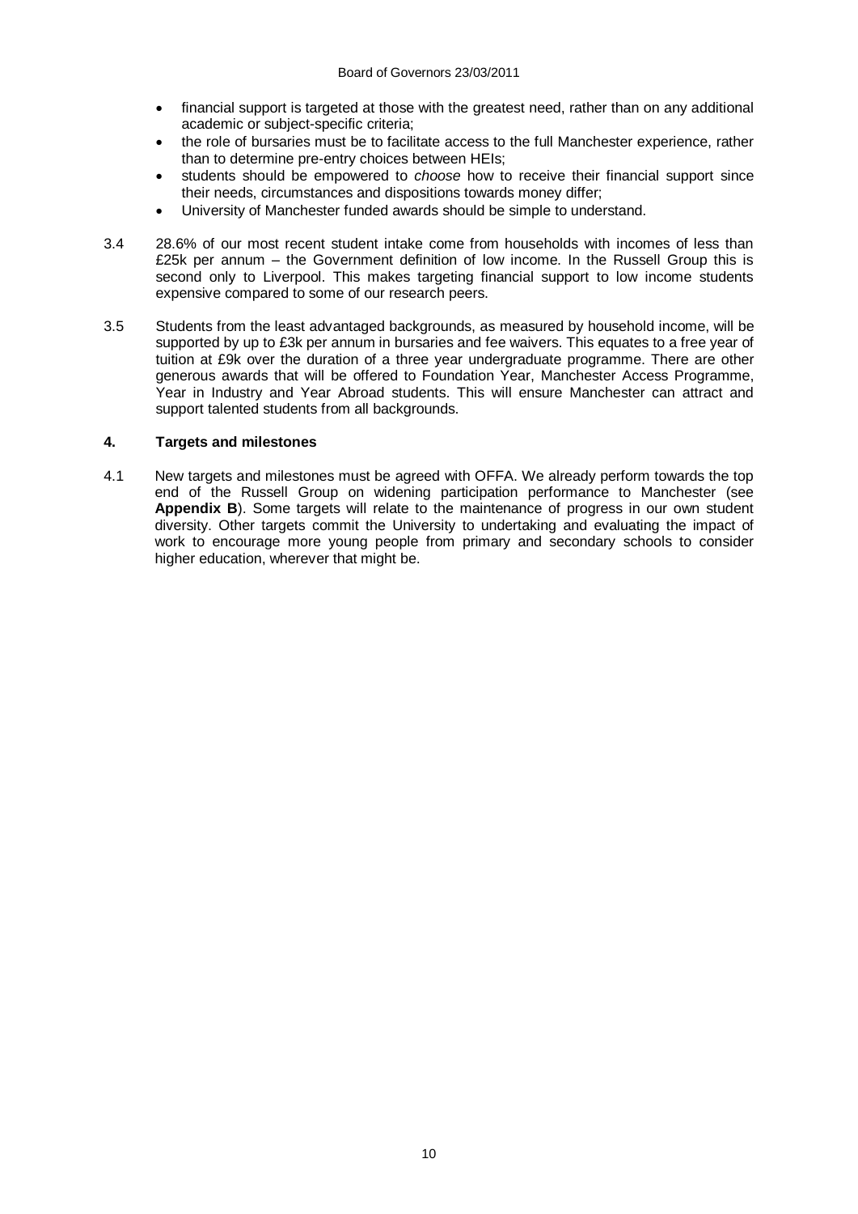- financial support is targeted at those with the greatest need, rather than on any additional academic or subject-specific criteria;
- the role of bursaries must be to facilitate access to the full Manchester experience, rather than to determine pre-entry choices between HEIs;
- students should be empowered to *choose* how to receive their financial support since their needs, circumstances and dispositions towards money differ;
- University of Manchester funded awards should be simple to understand.

3.4 28.6% of our most recent student intake come from households with incomes of less than £25k per annum – the Government definition of low income. In the Russell Group this is second only to Liverpool. This makes targeting financial support to low income students expensive compared to some of our research peers.

3.5 Students from the least advantaged backgrounds, as measured by household income, will be supported by up to £3k per annum in bursaries and fee waivers. This equates to a free year of tuition at £9k over the duration of a three year undergraduate programme. There are other generous awards that will be offered to Foundation Year, Manchester Access Programme, Year in Industry and Year Abroad students. This will ensure Manchester can attract and support talented students from all backgrounds.

### 4. Targets and milestones

4.1 New targets and milestones must be agreed with OFFA. We already perform towards the top end of the Russell Group on widening participation performance to Manchester (see **Appendix B**). Some targets will relate to the maintenance of progress in our own student diversity. Other targets commit the University to undertaking and evaluating the impact of work to encourage more young people from primary and secondary schools to consider higher education, wherever that might be.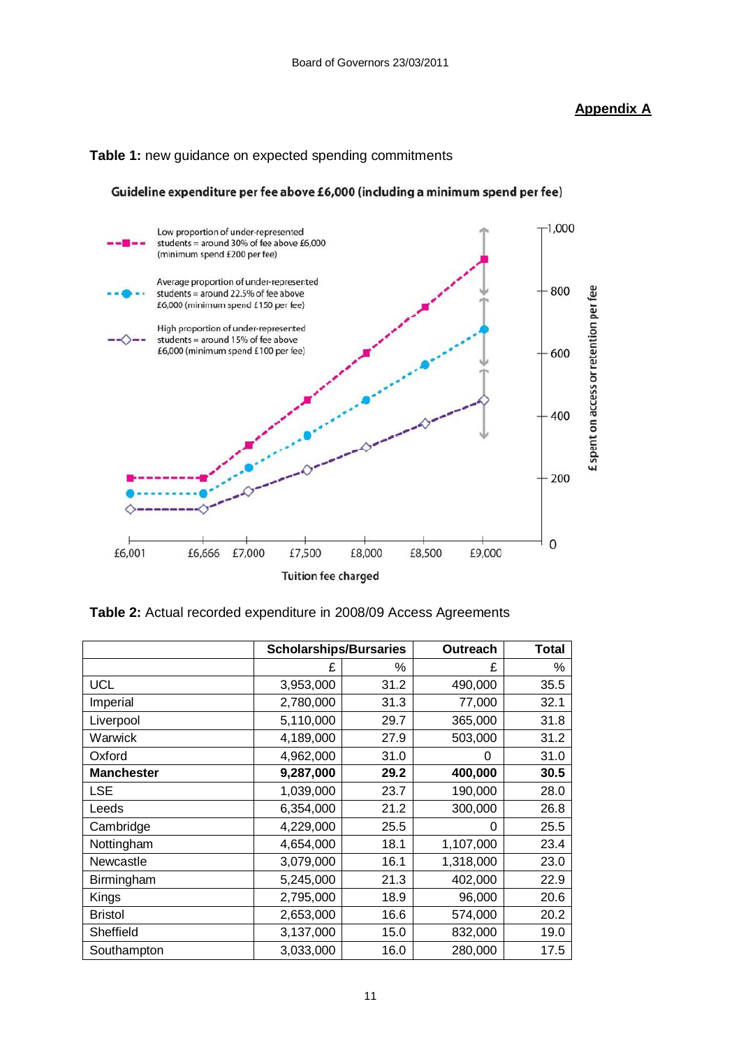**Appendix A**

**Table 1:** new guidance on expected spending commitments

**Guideline expenditure per fee above £6,000 (including a minimum spend per fee)**

Low proportion of under-represented students = around 30% of fee above £6,000 (minimum spend £200 per fee)

Average proportion of under-represented students = around 22.5% of fee above £6,000 (minimum spend £150 per fee)

High proportion of under-represented students = around 15% of fee above £6,000 (minimum spend £100 per fee)

£ spent on access or retention per fee: 0, 200, 400, 600, 800, 1,000

Tuition fee charged: £6,001, £6,666, £7,000, £7,500, £8,000, £8,500, £9,000

**Table 2:** Actual recorded expenditure in 2008/09 Access Agreements

| | Scholarships/Bursaries | | Outreach | Total |
|---|---|---|---|---|
| | £ | % | £ | % |
| UCL | 3,953,000 | 31.2 | 490,000 | 35.5 |
| Imperial | 2,780,000 | 31.3 | 77,000 | 32.1 |
| Liverpool | 5,110,000 | 29.7 | 365,000 | 31.8 |
| Warwick | 4,189,000 | 27.9 | 503,000 | 31.2 |
| Oxford | 4,962,000 | 31.0 | 0 | 31.0 |
| **Manchester** | **9,287,000** | **29.2** | **400,000** | **30.5** |
| LSE | 1,039,000 | 23.7 | 190,000 | 28.0 |
| Leeds | 6,354,000 | 21.2 | 300,000 | 26.8 |
| Cambridge | 4,229,000 | 25.5 | 0 | 25.5 |
| Nottingham | 4,654,000 | 18.1 | 1,107,000 | 23.4 |
| Newcastle | 3,079,000 | 16.1 | 1,318,000 | 23.0 |
| Birmingham | 5,245,000 | 21.3 | 402,000 | 22.9 |
| Kings | 2,795,000 | 18.9 | 96,000 | 20.6 |
| Bristol | 2,653,000 | 16.6 | 574,000 | 20.2 |
| Sheffield | 3,137,000 | 15.0 | 832,000 | 19.0 |
| Southampton | 3,033,000 | 16.0 | 280,000 | 17.5 |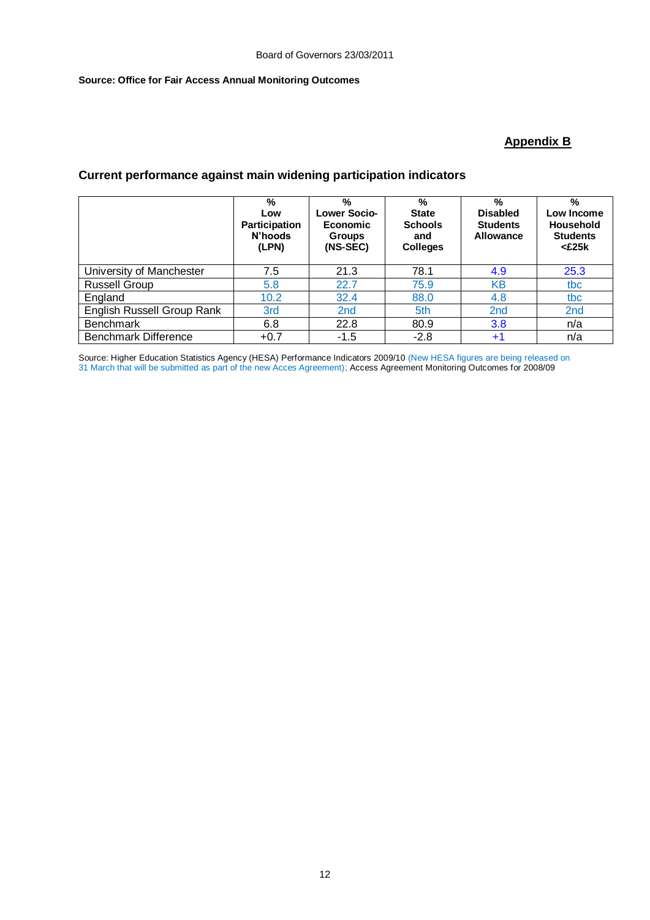**Source: Office for Fair Access Annual Monitoring Outcomes**

**Appendix B**

## Current performance against main widening participation indicators

| | % Low Participation N'hoods (LPN) | % Lower Socio-Economic Groups (NS-SEC) | % State Schools and Colleges | % Disabled Students Allowance | % Low Income Household Students <£25k |
|---|---|---|---|---|---|
| University of Manchester | 7.5 | 21.3 | 78.1 | 4.9 | 25.3 |
| Russell Group | 5.8 | 22.7 | 75.9 | KB | tbc |
| England | 10.2 | 32.4 | 88.0 | 4.8 | tbc |
| English Russell Group Rank | 3rd | 2nd | 5th | 2nd | 2nd |
| Benchmark | 6.8 | 22.8 | 80.9 | 3.8 | n/a |
| Benchmark Difference | +0.7 | -1.5 | -2.8 | +1 | n/a |

Source: Higher Education Statistics Agency (HESA) Performance Indicators 2009/10 (New HESA figures are being released on 31 March that will be submitted as part of the new Acces Agreement); Access Agreement Monitoring Outcomes for 2008/09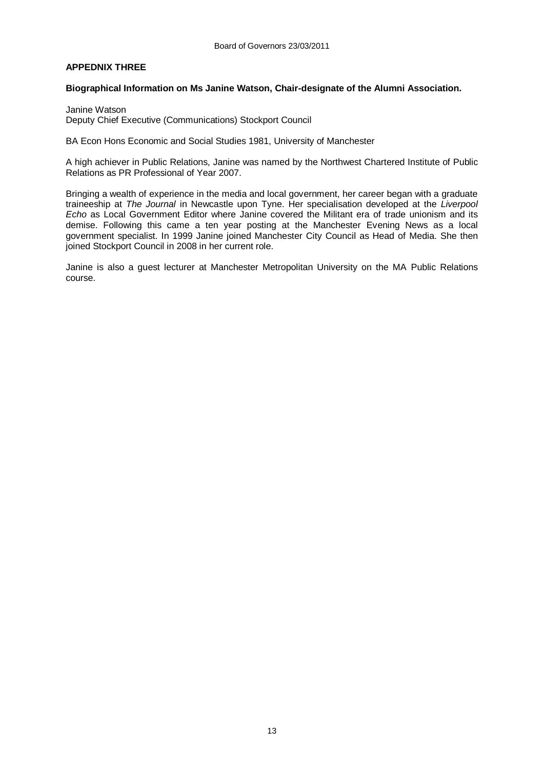**APPEDNIX THREE**

**Biographical Information on Ms Janine Watson, Chair-designate of the Alumni Association.**

Janine Watson
Deputy Chief Executive (Communications) Stockport Council

BA Econ Hons Economic and Social Studies 1981, University of Manchester

A high achiever in Public Relations, Janine was named by the Northwest Chartered Institute of Public Relations as PR Professional of Year 2007.

Bringing a wealth of experience in the media and local government, her career began with a graduate traineeship at *The Journal* in Newcastle upon Tyne. Her specialisation developed at the *Liverpool Echo* as Local Government Editor where Janine covered the Militant era of trade unionism and its demise. Following this came a ten year posting at the Manchester Evening News as a local government specialist. In 1999 Janine joined Manchester City Council as Head of Media. She then joined Stockport Council in 2008 in her current role.

Janine is also a guest lecturer at Manchester Metropolitan University on the MA Public Relations course.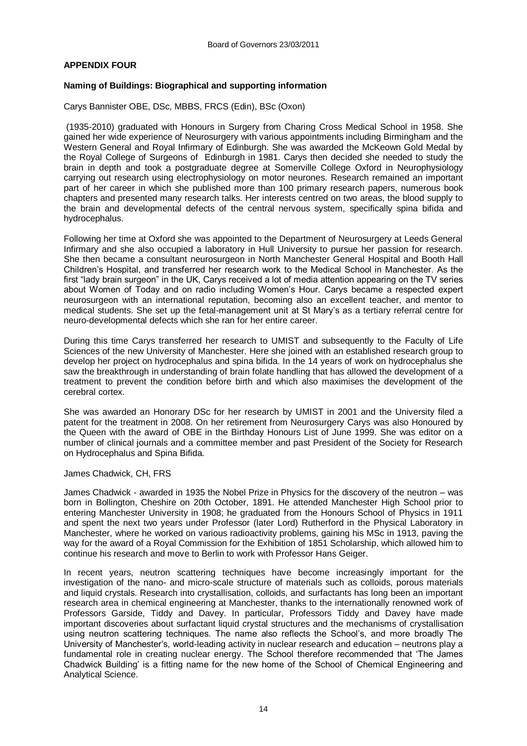## APPENDIX FOUR

### Naming of Buildings: Biographical and supporting information

Carys Bannister OBE, DSc, MBBS, FRCS (Edin), BSc (Oxon)

(1935-2010) graduated with Honours in Surgery from Charing Cross Medical School in 1958. She gained her wide experience of Neurosurgery with various appointments including Birmingham and the Western General and Royal Infirmary of Edinburgh. She was awarded the McKeown Gold Medal by the Royal College of Surgeons of Edinburgh in 1981. Carys then decided she needed to study the brain in depth and took a postgraduate degree at Somerville College Oxford in Neurophysiology carrying out research using electrophysiology on motor neurones. Research remained an important part of her career in which she published more than 100 primary research papers, numerous book chapters and presented many research talks. Her interests centred on two areas, the blood supply to the brain and developmental defects of the central nervous system, specifically spina bifida and hydrocephalus.

Following her time at Oxford she was appointed to the Department of Neurosurgery at Leeds General Infirmary and she also occupied a laboratory in Hull University to pursue her passion for research. She then became a consultant neurosurgeon in North Manchester General Hospital and Booth Hall Children's Hospital, and transferred her research work to the Medical School in Manchester. As the first "lady brain surgeon" in the UK, Carys received a lot of media attention appearing on the TV series about Women of Today and on radio including Women's Hour. Carys became a respected expert neurosurgeon with an international reputation, becoming also an excellent teacher, and mentor to medical students. She set up the fetal-management unit at St Mary's as a tertiary referral centre for neuro-developmental defects which she ran for her entire career.

During this time Carys transferred her research to UMIST and subsequently to the Faculty of Life Sciences of the new University of Manchester. Here she joined with an established research group to develop her project on hydrocephalus and spina bifida. In the 14 years of work on hydrocephalus she saw the breakthrough in understanding of brain folate handling that has allowed the development of a treatment to prevent the condition before birth and which also maximises the development of the cerebral cortex.

She was awarded an Honorary DSc for her research by UMIST in 2001 and the University filed a patent for the treatment in 2008. On her retirement from Neurosurgery Carys was also Honoured by the Queen with the award of OBE in the Birthday Honours List of June 1999. She was editor on a number of clinical journals and a committee member and past President of the Society for Research on Hydrocephalus and Spina Bifida.

James Chadwick, CH, FRS

James Chadwick - awarded in 1935 the Nobel Prize in Physics for the discovery of the neutron – was born in Bollington, Cheshire on 20th October, 1891. He attended Manchester High School prior to entering Manchester University in 1908; he graduated from the Honours School of Physics in 1911 and spent the next two years under Professor (later Lord) Rutherford in the Physical Laboratory in Manchester, where he worked on various radioactivity problems, gaining his MSc in 1913, paving the way for the award of a Royal Commission for the Exhibition of 1851 Scholarship, which allowed him to continue his research and move to Berlin to work with Professor Hans Geiger.

In recent years, neutron scattering techniques have become increasingly important for the investigation of the nano- and micro-scale structure of materials such as colloids, porous materials and liquid crystals. Research into crystallisation, colloids, and surfactants has long been an important research area in chemical engineering at Manchester, thanks to the internationally renowned work of Professors Garside, Tiddy and Davey. In particular, Professors Tiddy and Davey have made important discoveries about surfactant liquid crystal structures and the mechanisms of crystallisation using neutron scattering techniques. The name also reflects the School's, and more broadly The University of Manchester's, world-leading activity in nuclear research and education – neutrons play a fundamental role in creating nuclear energy. The School therefore recommended that 'The James Chadwick Building' is a fitting name for the new home of the School of Chemical Engineering and Analytical Science.